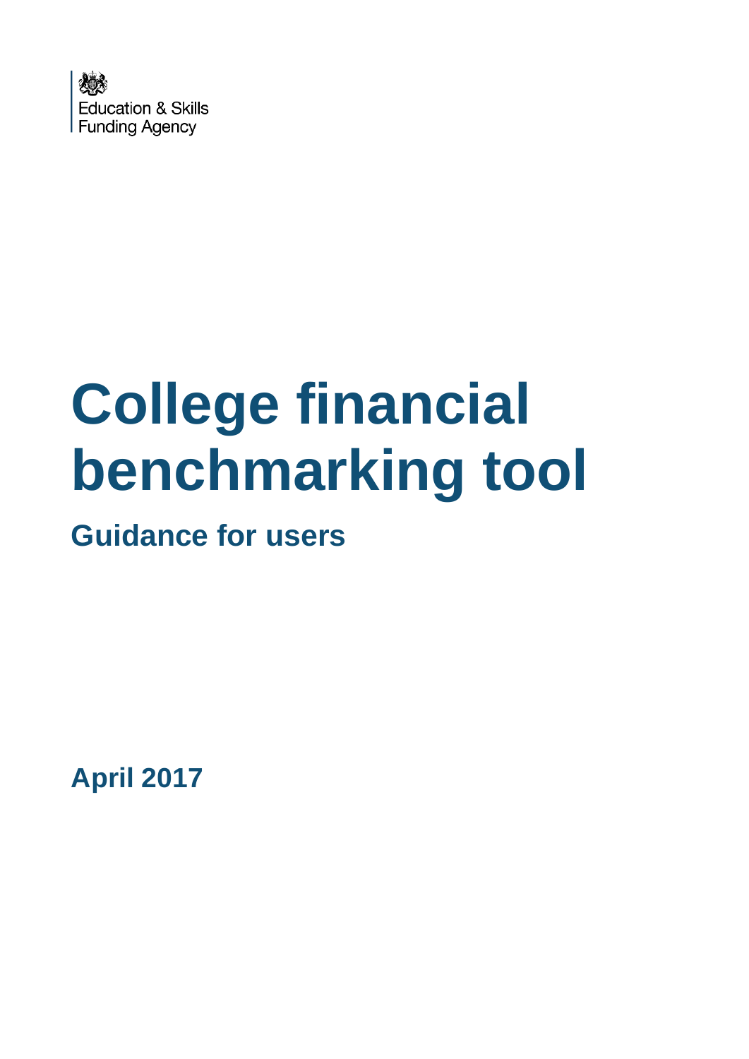Education & Skills
Funding Agency

# College financial benchmarking tool

## Guidance for users

**April 2017**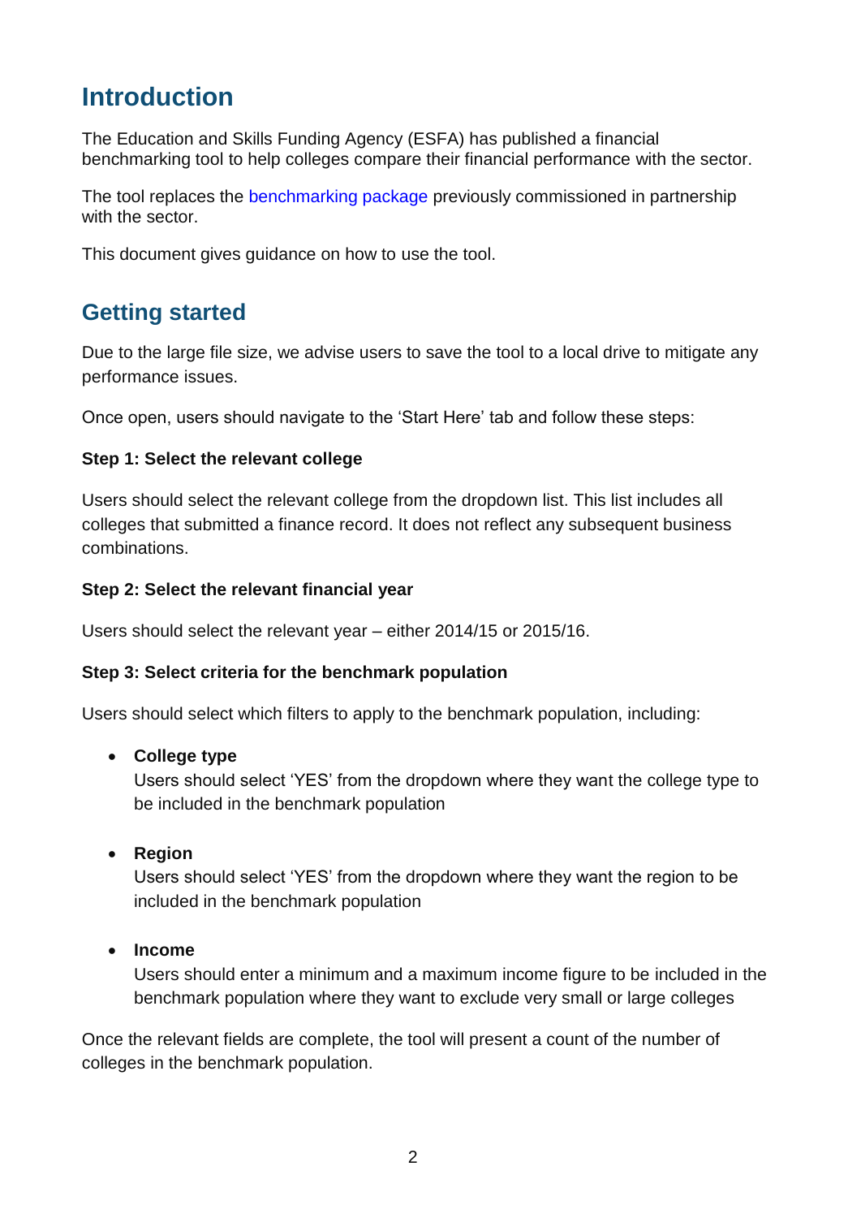# Introduction

The Education and Skills Funding Agency (ESFA) has published a financial benchmarking tool to help colleges compare their financial performance with the sector.

The tool replaces the benchmarking package previously commissioned in partnership with the sector.

This document gives guidance on how to use the tool.

# Getting started

Due to the large file size, we advise users to save the tool to a local drive to mitigate any performance issues.

Once open, users should navigate to the 'Start Here' tab and follow these steps:

**Step 1: Select the relevant college**

Users should select the relevant college from the dropdown list. This list includes all colleges that submitted a finance record. It does not reflect any subsequent business combinations.

**Step 2: Select the relevant financial year**

Users should select the relevant year – either 2014/15 or 2015/16.

**Step 3: Select criteria for the benchmark population**

Users should select which filters to apply to the benchmark population, including:

- **College type**
  Users should select 'YES' from the dropdown where they want the college type to be included in the benchmark population

- **Region**
  Users should select 'YES' from the dropdown where they want the region to be included in the benchmark population

- **Income**
  Users should enter a minimum and a maximum income figure to be included in the benchmark population where they want to exclude very small or large colleges

Once the relevant fields are complete, the tool will present a count of the number of colleges in the benchmark population.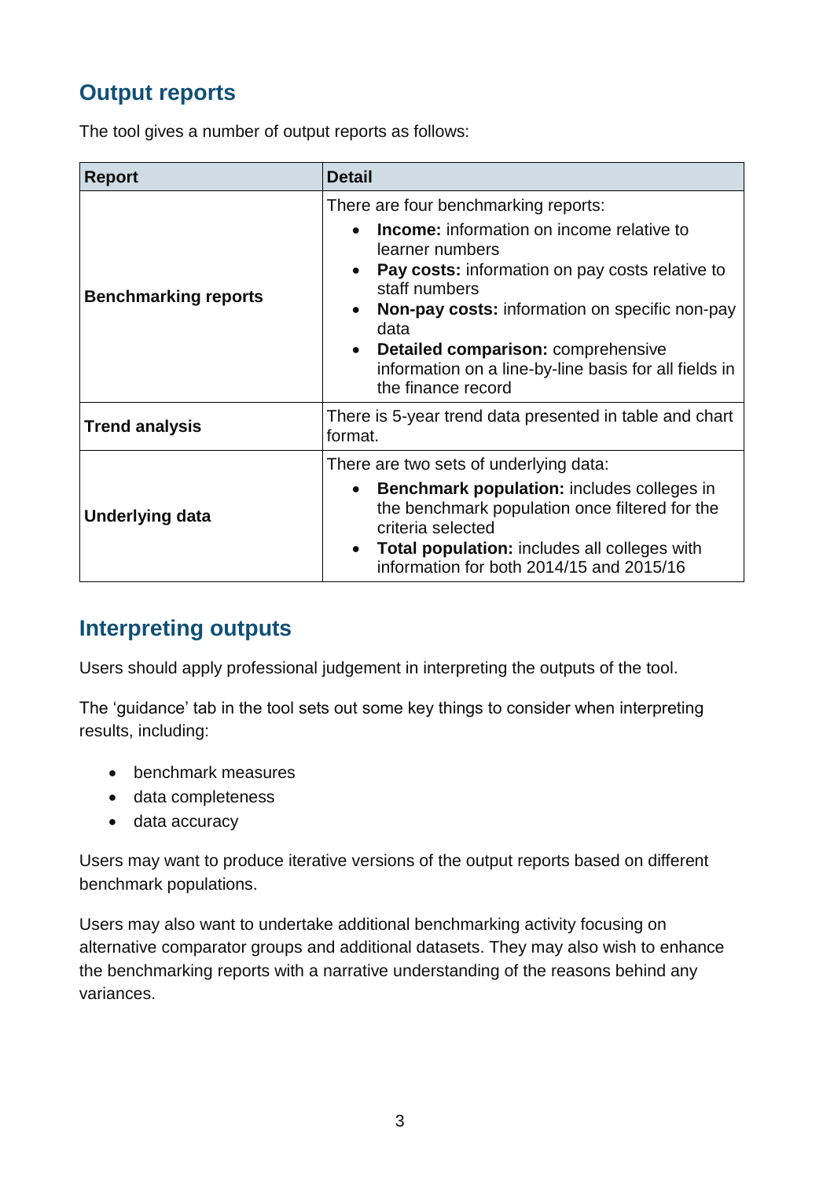## Output reports

The tool gives a number of output reports as follows:

| Report | Detail |
|---|---|
| **Benchmarking reports** | There are four benchmarking reports:<br>• **Income:** information on income relative to learner numbers<br>• **Pay costs:** information on pay costs relative to staff numbers<br>• **Non-pay costs:** information on specific non-pay data<br>• **Detailed comparison:** comprehensive information on a line-by-line basis for all fields in the finance record |
| **Trend analysis** | There is 5-year trend data presented in table and chart format. |
| **Underlying data** | There are two sets of underlying data:<br>• **Benchmark population:** includes colleges in the benchmark population once filtered for the criteria selected<br>• **Total population:** includes all colleges with information for both 2014/15 and 2015/16 |

## Interpreting outputs

Users should apply professional judgement in interpreting the outputs of the tool.

The 'guidance' tab in the tool sets out some key things to consider when interpreting results, including:

- benchmark measures
- data completeness
- data accuracy

Users may want to produce iterative versions of the output reports based on different benchmark populations.

Users may also want to undertake additional benchmarking activity focusing on alternative comparator groups and additional datasets. They may also wish to enhance the benchmarking reports with a narrative understanding of the reasons behind any variances.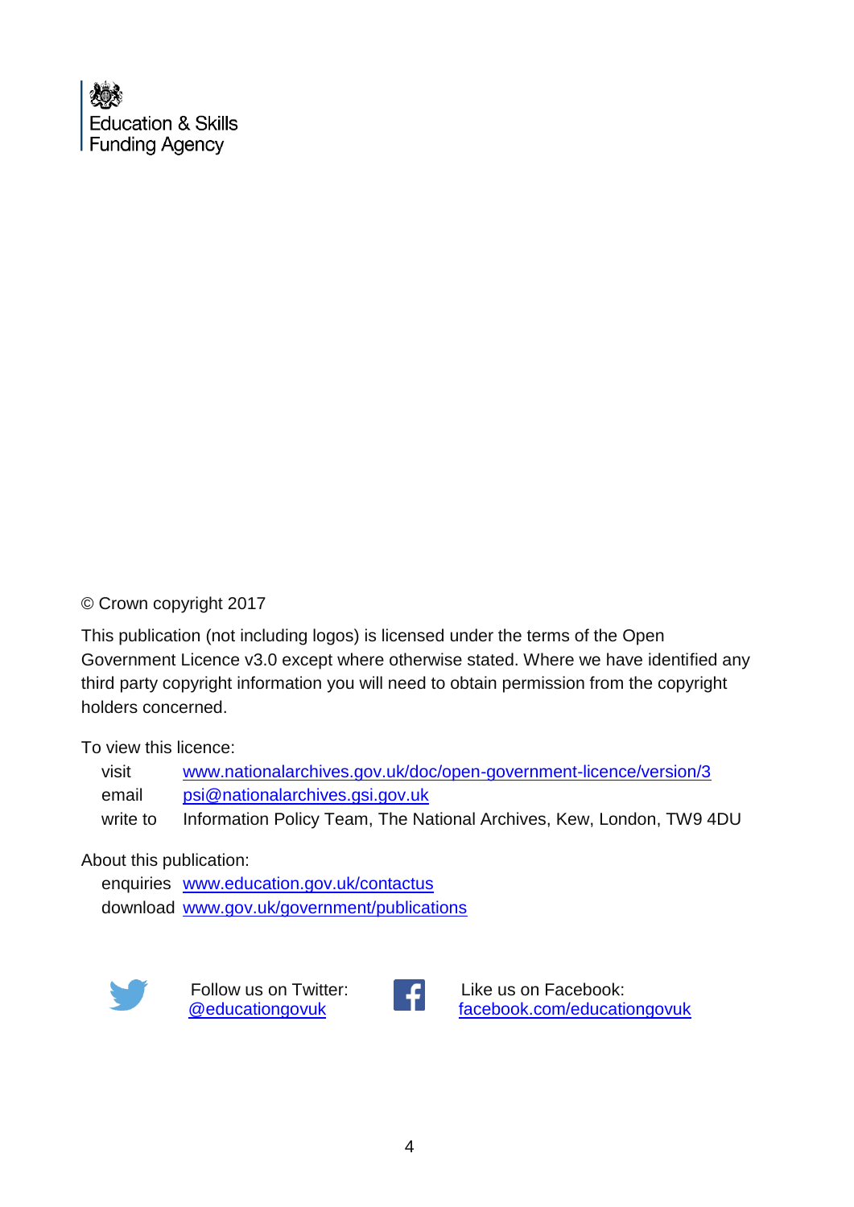Education & Skills
Funding Agency

© Crown copyright 2017

This publication (not including logos) is licensed under the terms of the Open Government Licence v3.0 except where otherwise stated. Where we have identified any third party copyright information you will need to obtain permission from the copyright holders concerned.

To view this licence:

| | |
|---|---|
| visit | www.nationalarchives.gov.uk/doc/open-government-licence/version/3 |
| email | psi@nationalarchives.gsi.gov.uk |
| write to | Information Policy Team, The National Archives, Kew, London, TW9 4DU |

About this publication:

| | |
|---|---|
| enquiries | www.education.gov.uk/contactus |
| download | www.gov.uk/government/publications |

Follow us on Twitter:
@educationgovuk

Like us on Facebook:
facebook.com/educationgovuk